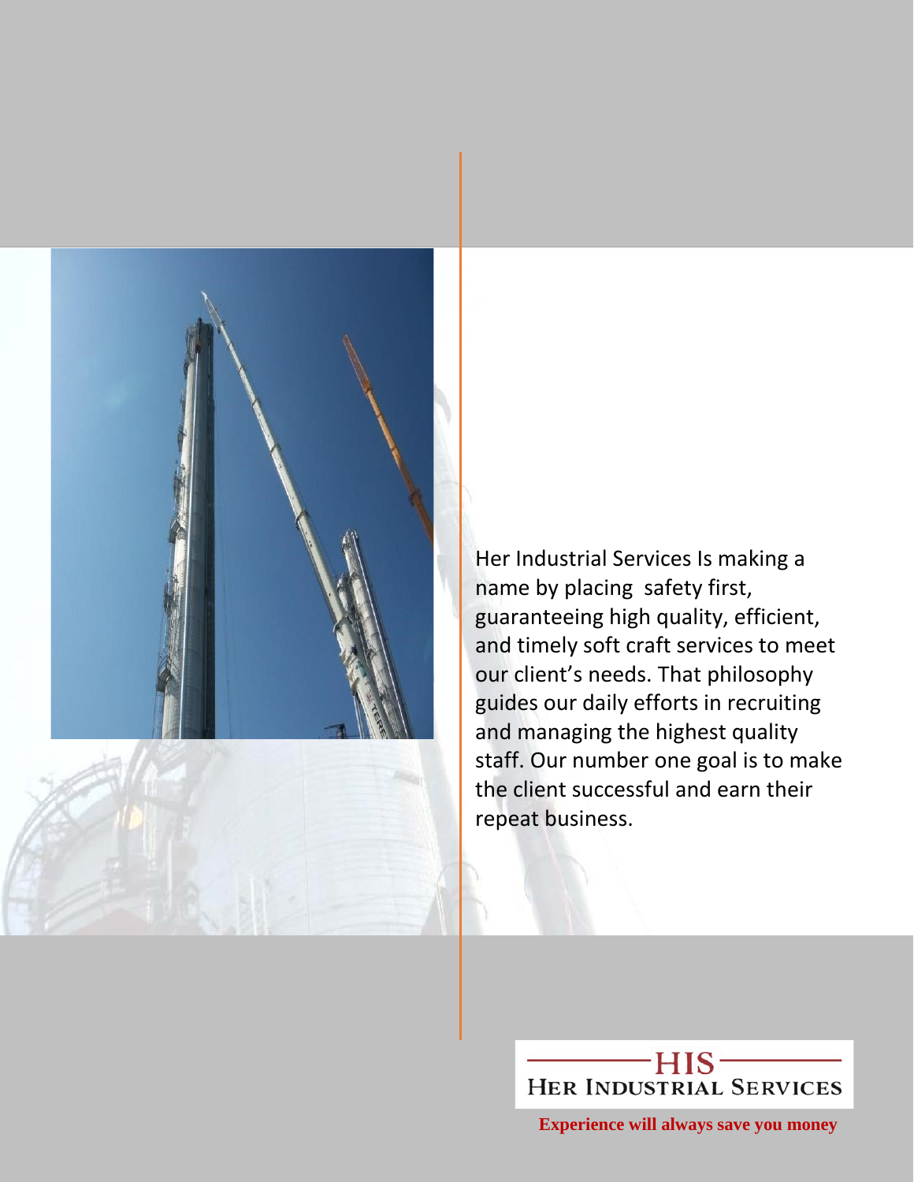Her Industrial Services Is making a name by placing  safety first, guaranteeing high quality, efficient, and timely soft craft services to meet our client's needs. That philosophy guides our daily efforts in recruiting and managing the highest quality staff. Our number one goal is to make the client successful and earn their repeat business.

HIS

HER INDUSTRIAL SERVICES

**Experience will always save you money**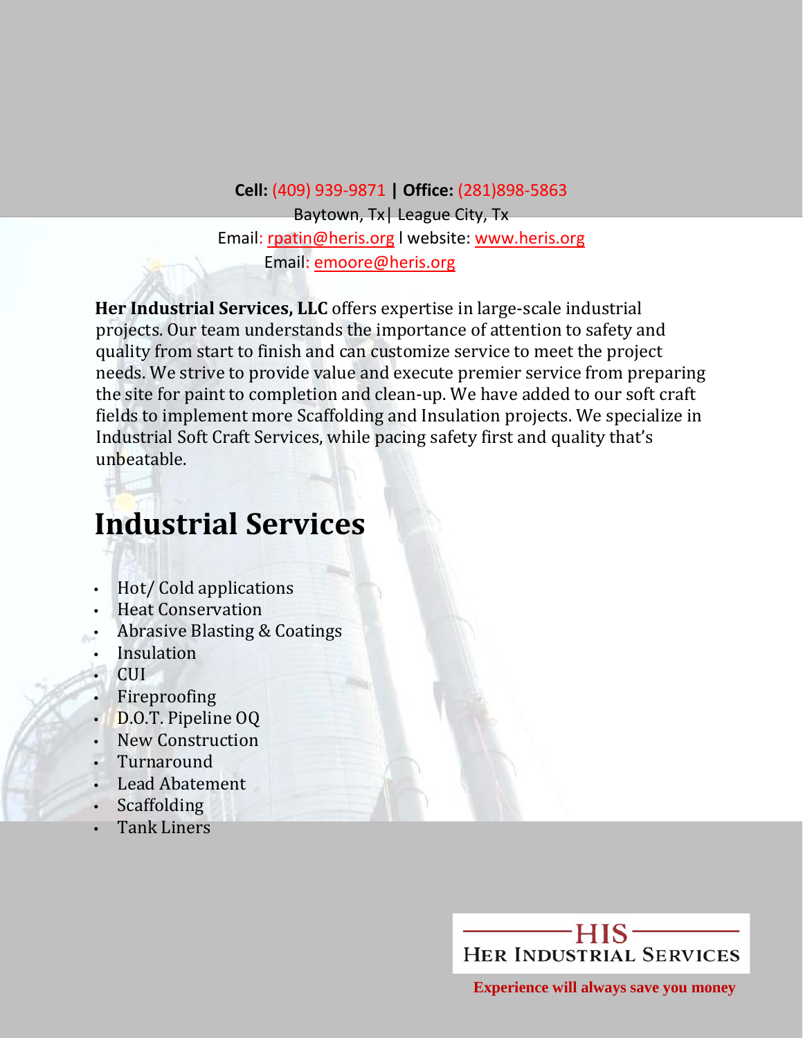**Cell:** (409) 939-9871 **| Office:** (281)898-5863

Baytown, Tx| League City, Tx

Email: rpatin@heris.org l website: www.heris.org

Email: emoore@heris.org

**Her Industrial Services, LLC** offers expertise in large-scale industrial projects. Our team understands the importance of attention to safety and quality from start to finish and can customize service to meet the project needs. We strive to provide value and execute premier service from preparing the site for paint to completion and clean-up. We have added to our soft craft fields to implement more Scaffolding and Insulation projects. We specialize in Industrial Soft Craft Services, while pacing safety first and quality that's unbeatable.

# Industrial Services

- Hot/ Cold applications
- Heat Conservation
- Abrasive Blasting & Coatings
- Insulation
- CUI
- Fireproofing
- D.O.T. Pipeline OQ
- New Construction
- Turnaround
- Lead Abatement
- Scaffolding
- Tank Liners

HIS
HER INDUSTRIAL SERVICES

**Experience will always save you money**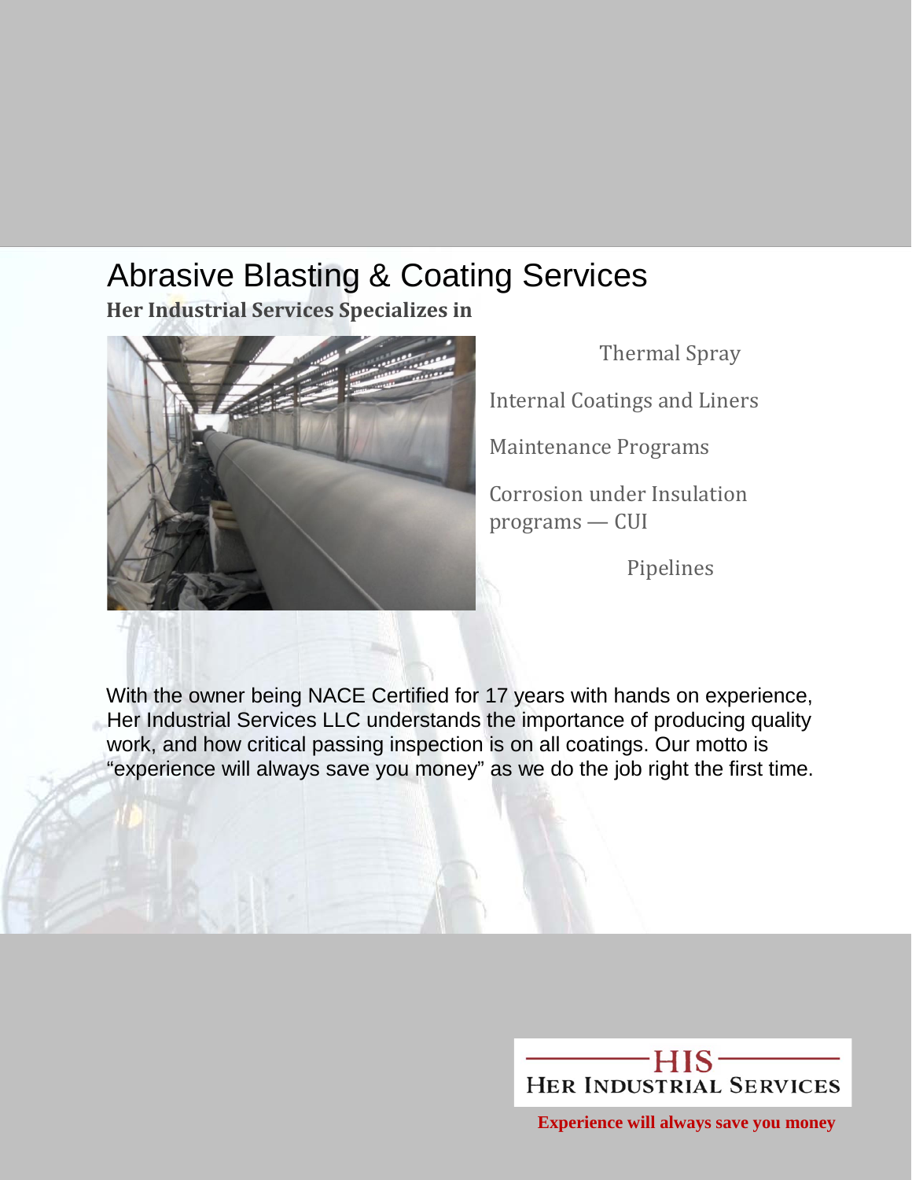# Abrasive Blasting & Coating Services

**Her Industrial Services Specializes in**

- Thermal Spray
- Internal Coatings and Liners
- Maintenance Programs
- Corrosion under Insulation programs — CUI
- Pipelines

With the owner being NACE Certified for 17 years with hands on experience, Her Industrial Services LLC understands the importance of producing quality work, and how critical passing inspection is on all coatings. Our motto is "experience will always save you money" as we do the job right the first time.

HIS
HER INDUSTRIAL SERVICES

**Experience will always save you money**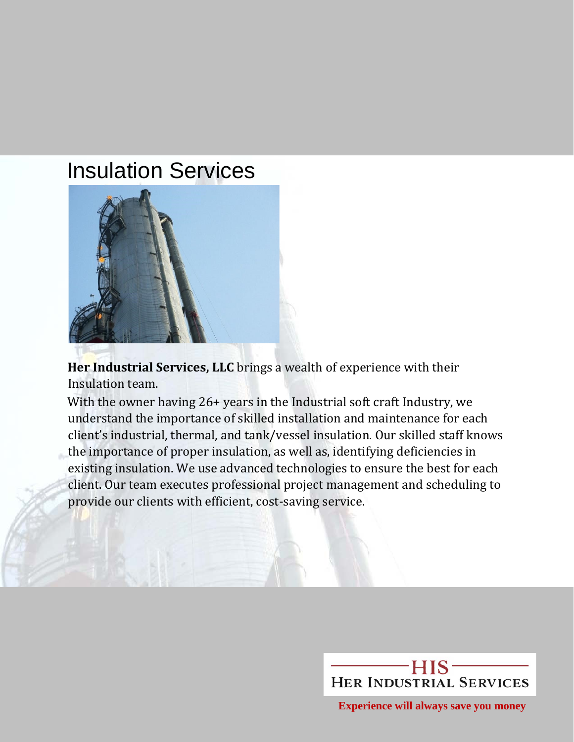# Insulation Services

**Her Industrial Services, LLC** brings a wealth of experience with their Insulation team.

With the owner having 26+ years in the Industrial soft craft Industry, we understand the importance of skilled installation and maintenance for each client's industrial, thermal, and tank/vessel insulation. Our skilled staff knows the importance of proper insulation, as well as, identifying deficiencies in existing insulation. We use advanced technologies to ensure the best for each client. Our team executes professional project management and scheduling to provide our clients with efficient, cost-saving service.

HIS

HER INDUSTRIAL SERVICES

**Experience will always save you money**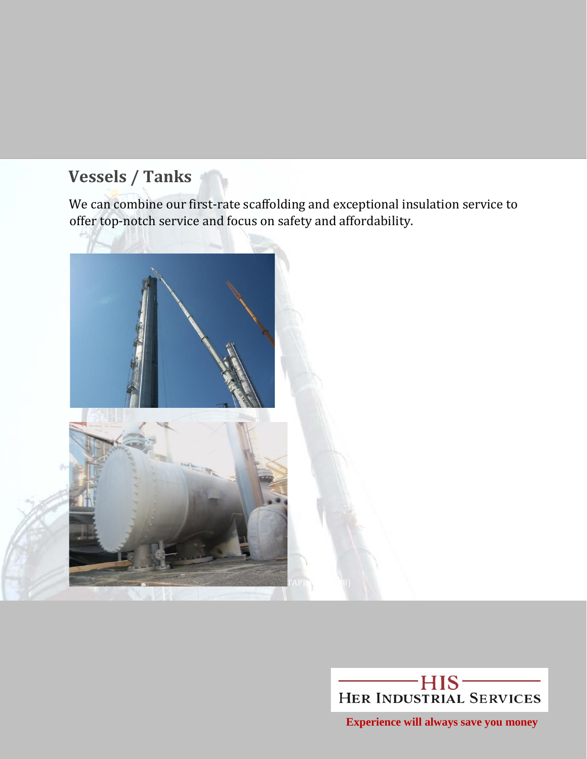## Vessels / Tanks

We can combine our first-rate scaffolding and exceptional insulation service to offer top-notch service and focus on safety and affordability.

HIS
HER INDUSTRIAL SERVICES

**Experience will always save you money**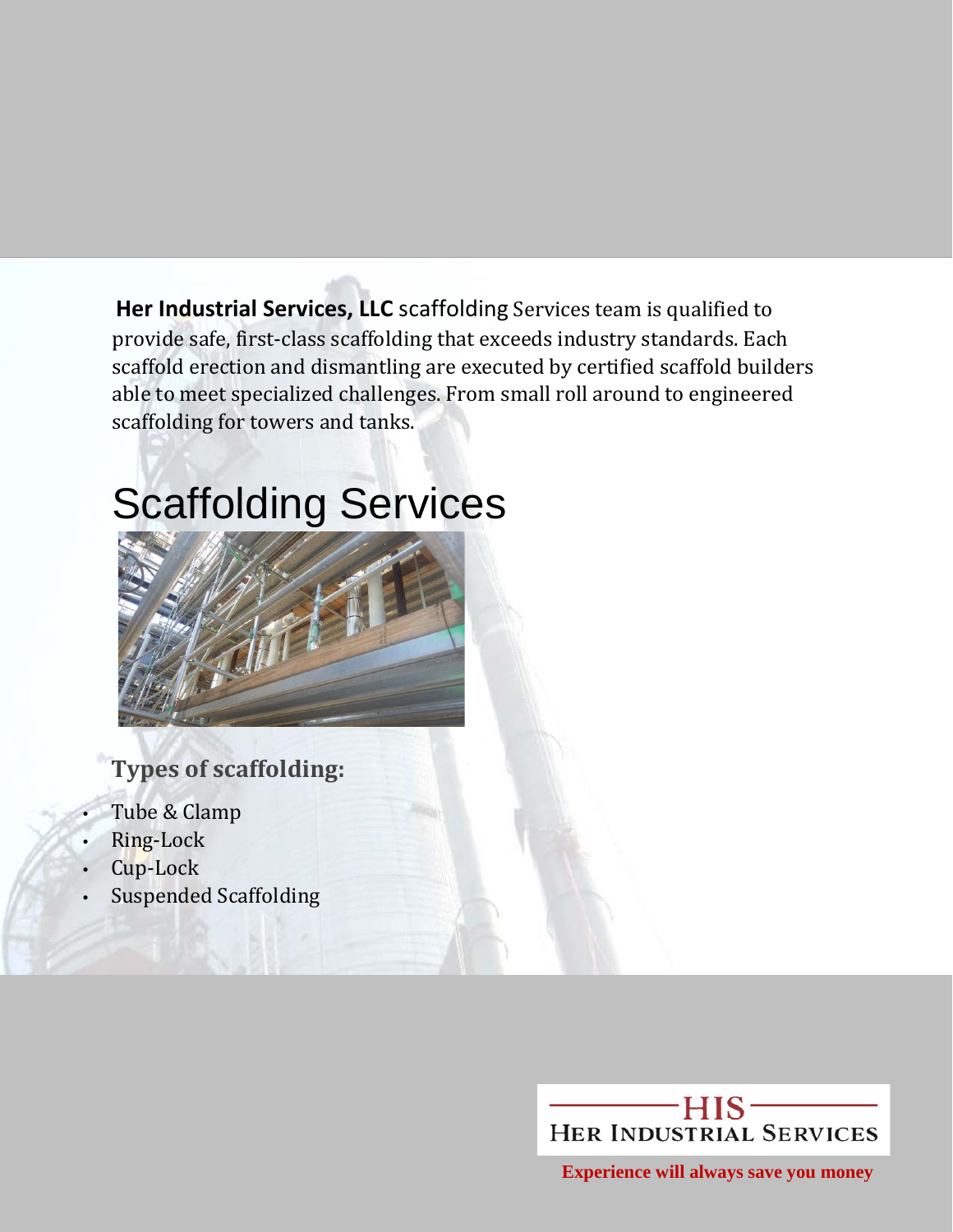**Her Industrial Services, LLC** scaffolding Services team is qualified to provide safe, first-class scaffolding that exceeds industry standards. Each scaffold erection and dismantling are executed by certified scaffold builders able to meet specialized challenges. From small roll around to engineered scaffolding for towers and tanks.

# Scaffolding Services

### Types of scaffolding:

- Tube & Clamp
- Ring-Lock
- Cup-Lock
- Suspended Scaffolding

HIS
HER INDUSTRIAL SERVICES

**Experience will always save you money**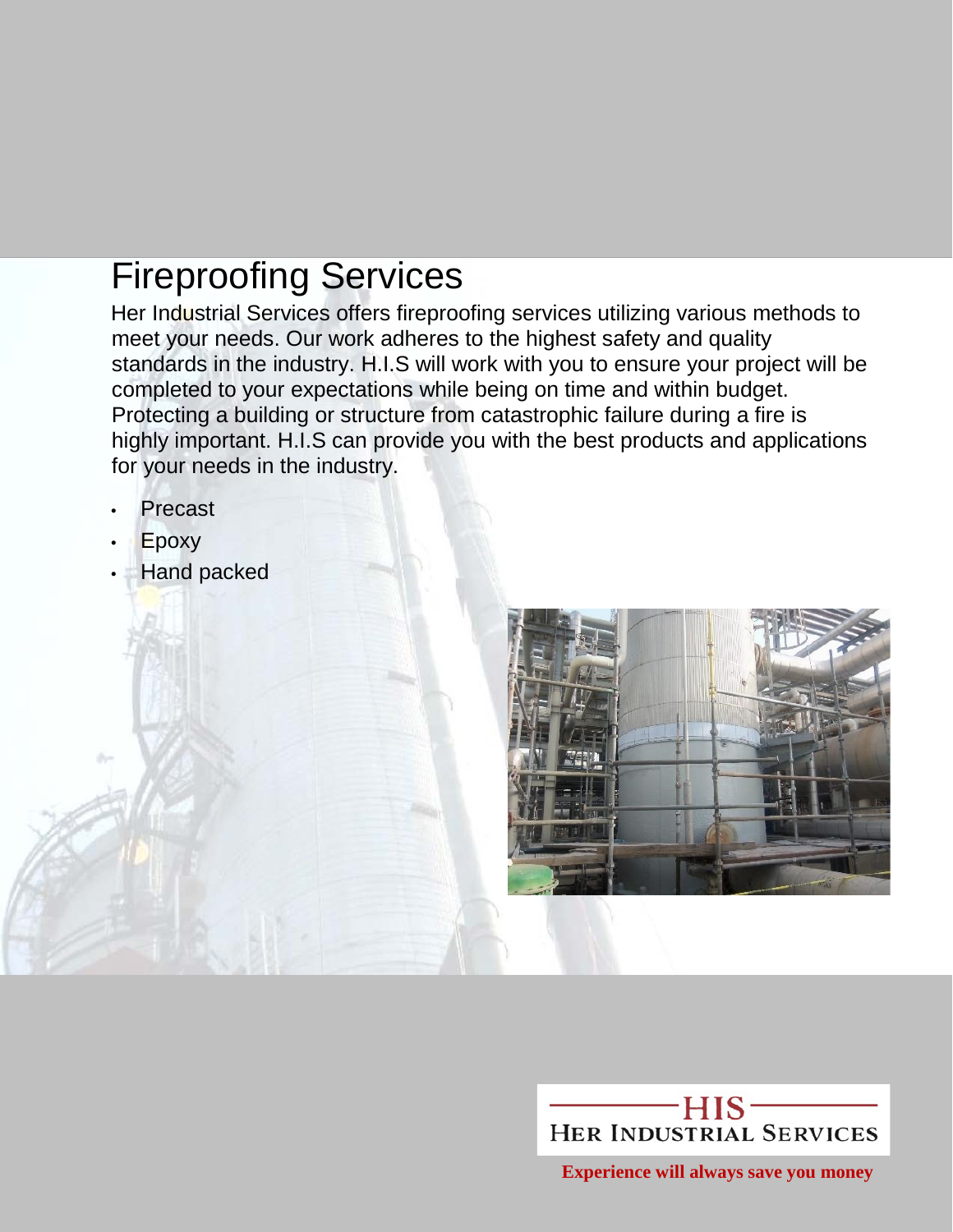# Fireproofing Services

Her Industrial Services offers fireproofing services utilizing various methods to meet your needs. Our work adheres to the highest safety and quality standards in the industry. H.I.S will work with you to ensure your project will be completed to your expectations while being on time and within budget. Protecting a building or structure from catastrophic failure during a fire is highly important. H.I.S can provide you with the best products and applications for your needs in the industry.

- Precast
- Epoxy
- Hand packed

HIS
HER INDUSTRIAL SERVICES

**Experience will always save you money**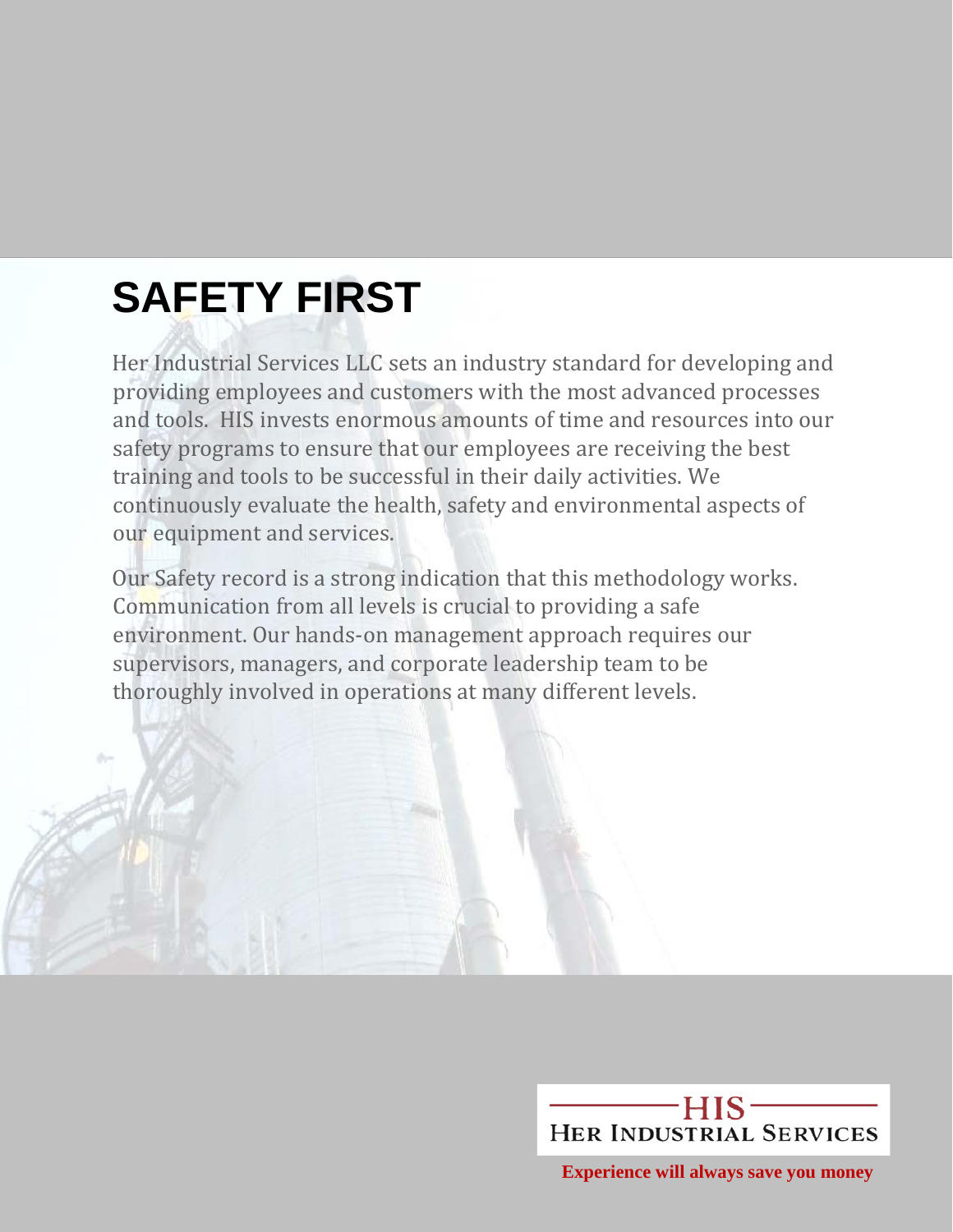# SAFETY FIRST

Her Industrial Services LLC sets an industry standard for developing and providing employees and customers with the most advanced processes and tools. HIS invests enormous amounts of time and resources into our safety programs to ensure that our employees are receiving the best training and tools to be successful in their daily activities. We continuously evaluate the health, safety and environmental aspects of our equipment and services.

Our Safety record is a strong indication that this methodology works. Communication from all levels is crucial to providing a safe environment. Our hands-on management approach requires our supervisors, managers, and corporate leadership team to be thoroughly involved in operations at many different levels.

HIS
HER INDUSTRIAL SERVICES

**Experience will always save you money**